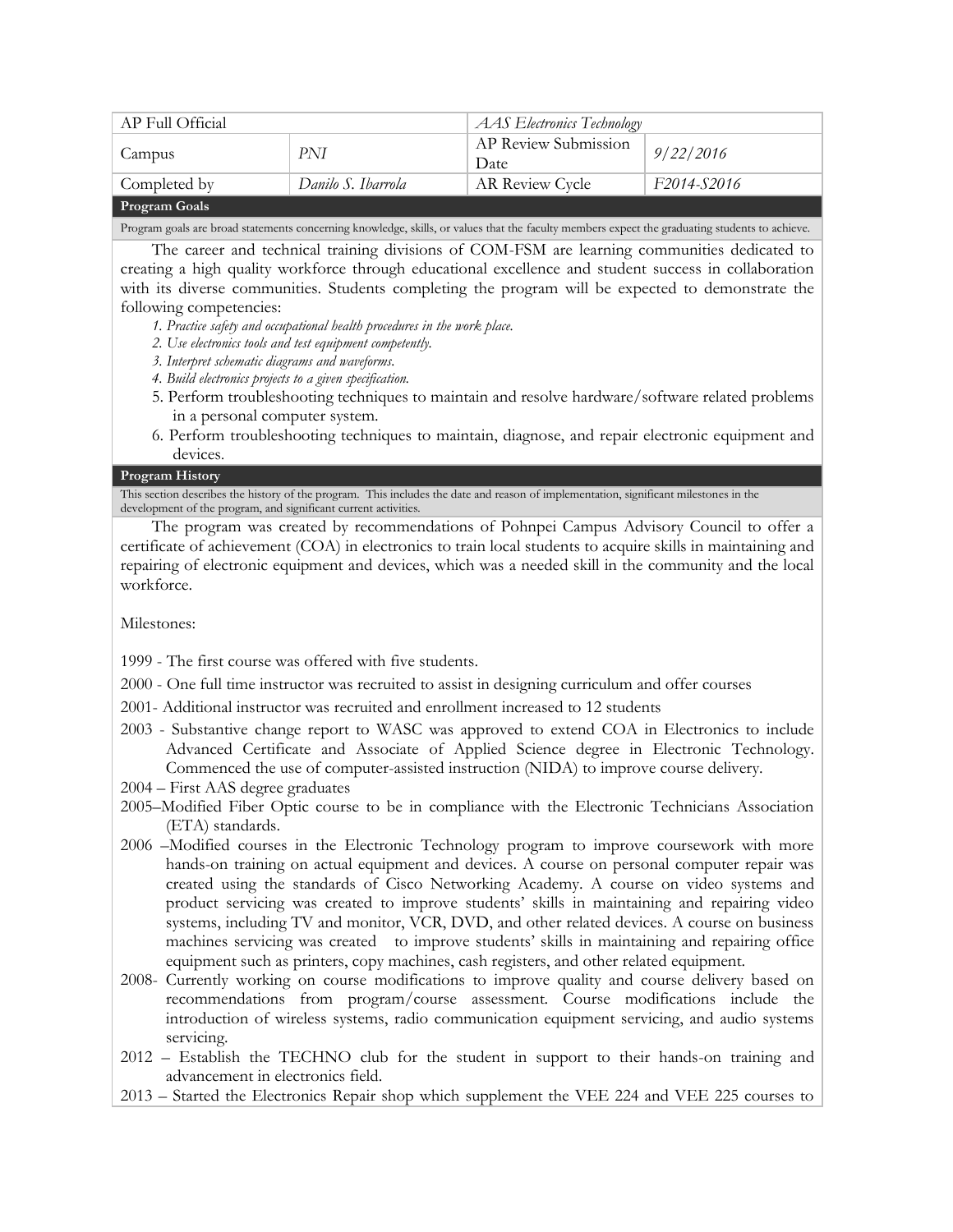| AP Full Official | | *AAS Electronics Technology* | |
|---|---|---|---|
| Campus | *PNI* | AP Review Submission Date | *9/22/2016* |
| Completed by | *Danilo S. Ibarrola* | AR Review Cycle | *F2014-S2016* |

## Program Goals

Program goals are broad statements concerning knowledge, skills, or values that the faculty members expect the graduating students to achieve.

The career and technical training divisions of COM-FSM are learning communities dedicated to creating a high quality workforce through educational excellence and student success in collaboration with its diverse communities. Students completing the program will be expected to demonstrate the following competencies:

1. *Practice safety and occupational health procedures in the work place.*
2. *Use electronics tools and test equipment competently.*
3. *Interpret schematic diagrams and waveforms.*
4. *Build electronics projects to a given specification.*
5. Perform troubleshooting techniques to maintain and resolve hardware/software related problems in a personal computer system.
6. Perform troubleshooting techniques to maintain, diagnose, and repair electronic equipment and devices.

## Program History

This section describes the history of the program. This includes the date and reason of implementation, significant milestones in the development of the program, and significant current activities.

The program was created by recommendations of Pohnpei Campus Advisory Council to offer a certificate of achievement (COA) in electronics to train local students to acquire skills in maintaining and repairing of electronic equipment and devices, which was a needed skill in the community and the local workforce.

Milestones:

1999 - The first course was offered with five students.

2000 - One full time instructor was recruited to assist in designing curriculum and offer courses

2001- Additional instructor was recruited and enrollment increased to 12 students

2003 - Substantive change report to WASC was approved to extend COA in Electronics to include Advanced Certificate and Associate of Applied Science degree in Electronic Technology. Commenced the use of computer-assisted instruction (NIDA) to improve course delivery.

2004 – First AAS degree graduates

2005–Modified Fiber Optic course to be in compliance with the Electronic Technicians Association (ETA) standards.

2006 –Modified courses in the Electronic Technology program to improve coursework with more hands-on training on actual equipment and devices. A course on personal computer repair was created using the standards of Cisco Networking Academy. A course on video systems and product servicing was created to improve students' skills in maintaining and repairing video systems, including TV and monitor, VCR, DVD, and other related devices. A course on business machines servicing was created to improve students' skills in maintaining and repairing office equipment such as printers, copy machines, cash registers, and other related equipment.

2008- Currently working on course modifications to improve quality and course delivery based on recommendations from program/course assessment. Course modifications include the introduction of wireless systems, radio communication equipment servicing, and audio systems servicing.

2012 – Establish the TECHNO club for the student in support to their hands-on training and advancement in electronics field.

2013 – Started the Electronics Repair shop which supplement the VEE 224 and VEE 225 courses to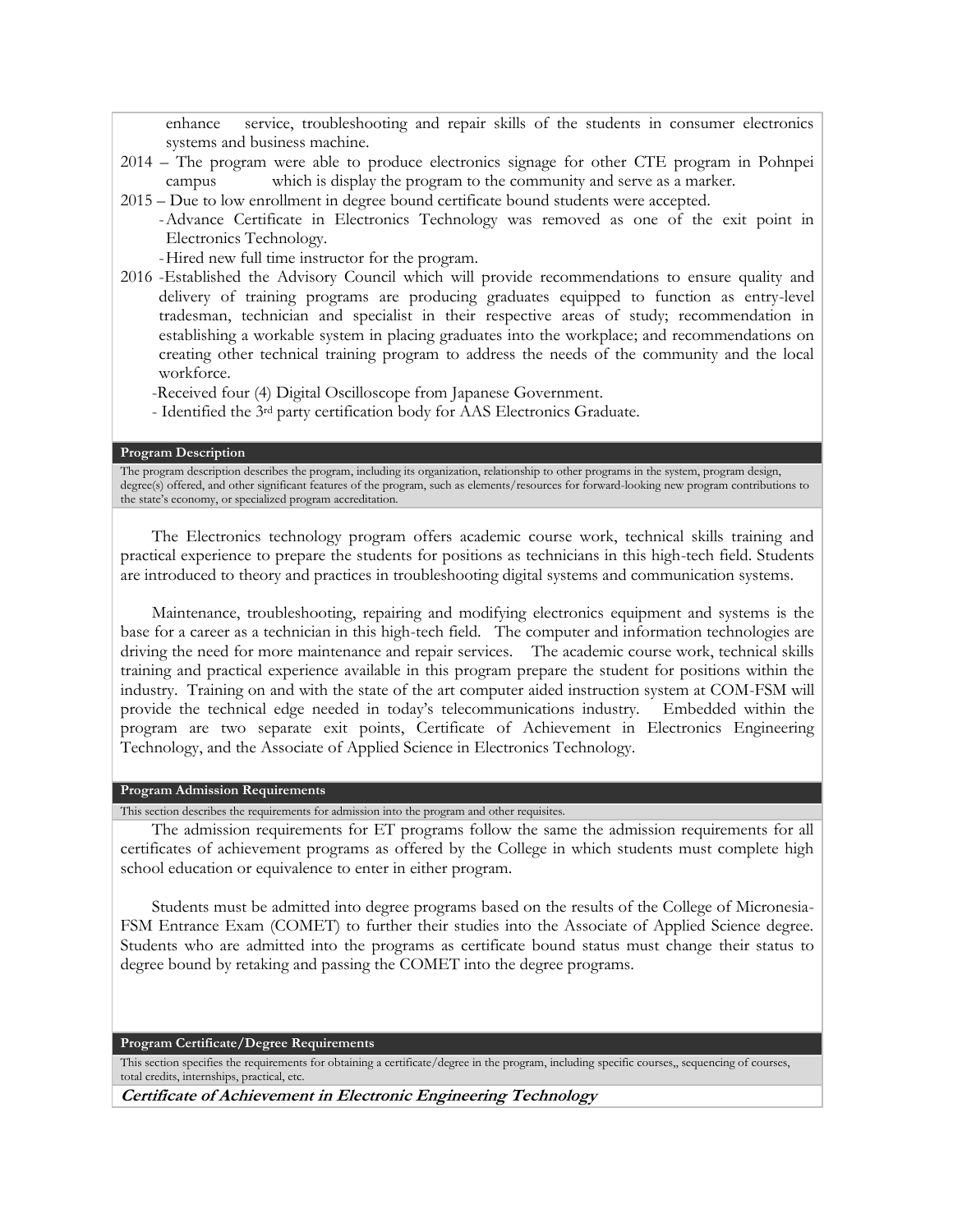enhance service, troubleshooting and repair skills of the students in consumer electronics systems and business machine.

2014 – The program were able to produce electronics signage for other CTE program in Pohnpei campus which is display the program to the community and serve as a marker.

2015 – Due to low enrollment in degree bound certificate bound students were accepted.
- Advance Certificate in Electronics Technology was removed as one of the exit point in Electronics Technology.
- Hired new full time instructor for the program.

2016 -Established the Advisory Council which will provide recommendations to ensure quality and delivery of training programs are producing graduates equipped to function as entry-level tradesman, technician and specialist in their respective areas of study; recommendation in establishing a workable system in placing graduates into the workplace; and recommendations on creating other technical training program to address the needs of the community and the local workforce.
- Received four (4) Digital Oscilloscope from Japanese Government.
- Identified the 3rd party certification body for AAS Electronics Graduate.

## Program Description

The program description describes the program, including its organization, relationship to other programs in the system, program design, degree(s) offered, and other significant features of the program, such as elements/resources for forward-looking new program contributions to the state's economy, or specialized program accreditation.

The Electronics technology program offers academic course work, technical skills training and practical experience to prepare the students for positions as technicians in this high-tech field. Students are introduced to theory and practices in troubleshooting digital systems and communication systems.

Maintenance, troubleshooting, repairing and modifying electronics equipment and systems is the base for a career as a technician in this high-tech field. The computer and information technologies are driving the need for more maintenance and repair services. The academic course work, technical skills training and practical experience available in this program prepare the student for positions within the industry. Training on and with the state of the art computer aided instruction system at COM-FSM will provide the technical edge needed in today's telecommunications industry. Embedded within the program are two separate exit points, Certificate of Achievement in Electronics Engineering Technology, and the Associate of Applied Science in Electronics Technology.

## Program Admission Requirements

This section describes the requirements for admission into the program and other requisites.

The admission requirements for ET programs follow the same the admission requirements for all certificates of achievement programs as offered by the College in which students must complete high school education or equivalence to enter in either program.

Students must be admitted into degree programs based on the results of the College of Micronesia-FSM Entrance Exam (COMET) to further their studies into the Associate of Applied Science degree. Students who are admitted into the programs as certificate bound status must change their status to degree bound by retaking and passing the COMET into the degree programs.

## Program Certificate/Degree Requirements

This section specifies the requirements for obtaining a certificate/degree in the program, including specific courses,, sequencing of courses, total credits, internships, practical, etc.

***Certificate of Achievement in Electronic Engineering Technology***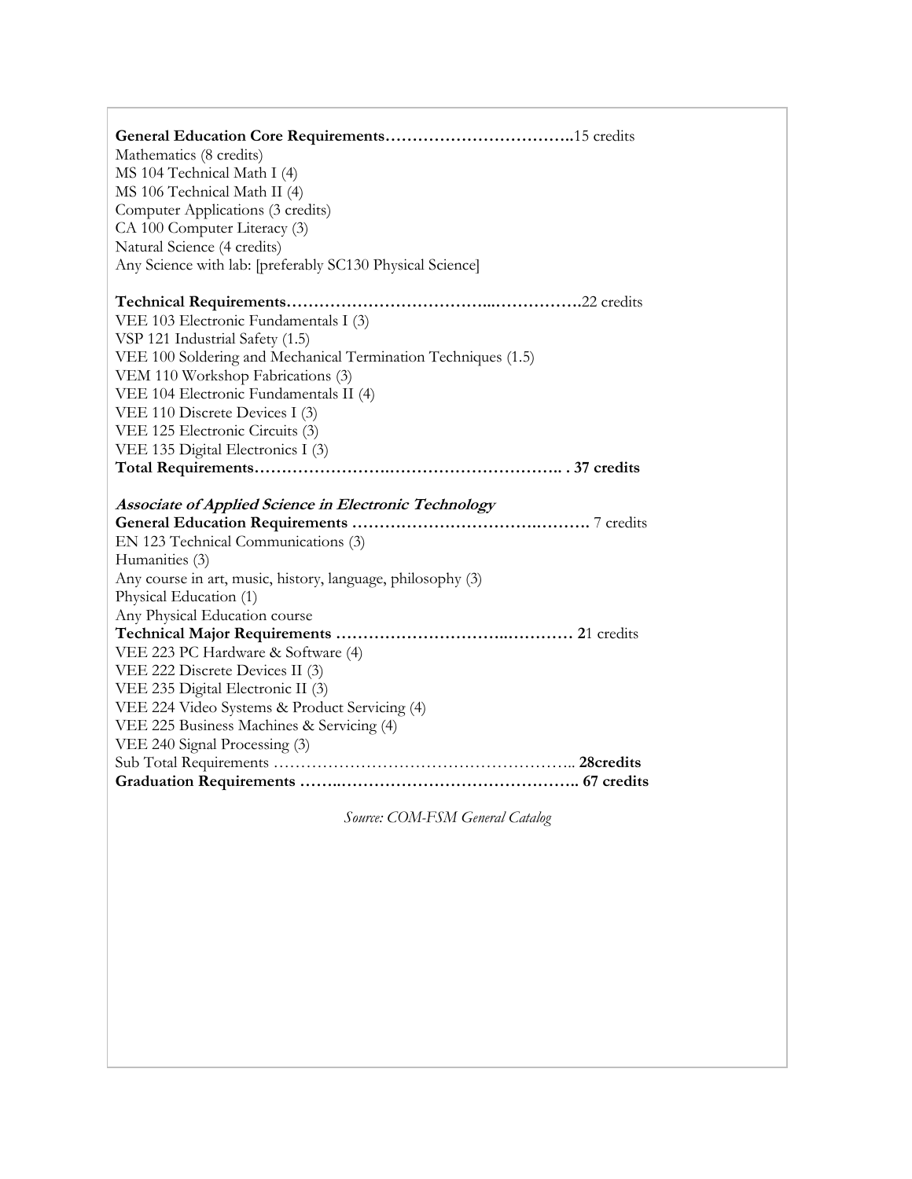**General Education Core Requirements……………………………..**15 credits
Mathematics (8 credits)
MS 104 Technical Math I (4)
MS 106 Technical Math II (4)
Computer Applications (3 credits)
CA 100 Computer Literacy (3)
Natural Science (4 credits)
Any Science with lab: [preferably SC130 Physical Science]

**Technical Requirements………………………………...…………….**22 credits
VEE 103 Electronic Fundamentals I (3)
VSP 121 Industrial Safety (1.5)
VEE 100 Soldering and Mechanical Termination Techniques (1.5)
VEM 110 Workshop Fabrications (3)
VEE 104 Electronic Fundamentals II (4)
VEE 110 Discrete Devices I (3)
VEE 125 Electronic Circuits (3)
VEE 135 Digital Electronics I (3)
**Total Requirements…………………….……………………………. . 37 credits**

***Associate of Applied Science in Electronic Technology***
**General Education Requirements ……………………………….……….** 7 credits
EN 123 Technical Communications (3)
Humanities (3)
Any course in art, music, history, language, philosophy (3)
Physical Education (1)
Any Physical Education course
**Technical Major Requirements ………………………….………… 2**1 credits
VEE 223 PC Hardware & Software (4)
VEE 222 Discrete Devices II (3)
VEE 235 Digital Electronic II (3)
VEE 224 Video Systems & Product Servicing (4)
VEE 225 Business Machines & Servicing (4)
VEE 240 Signal Processing (3)
Sub Total Requirements ……………………………………………….. **28credits**
**Graduation Requirements ……..…………………………………….. 67 credits**

*Source: COM-FSM General Catalog*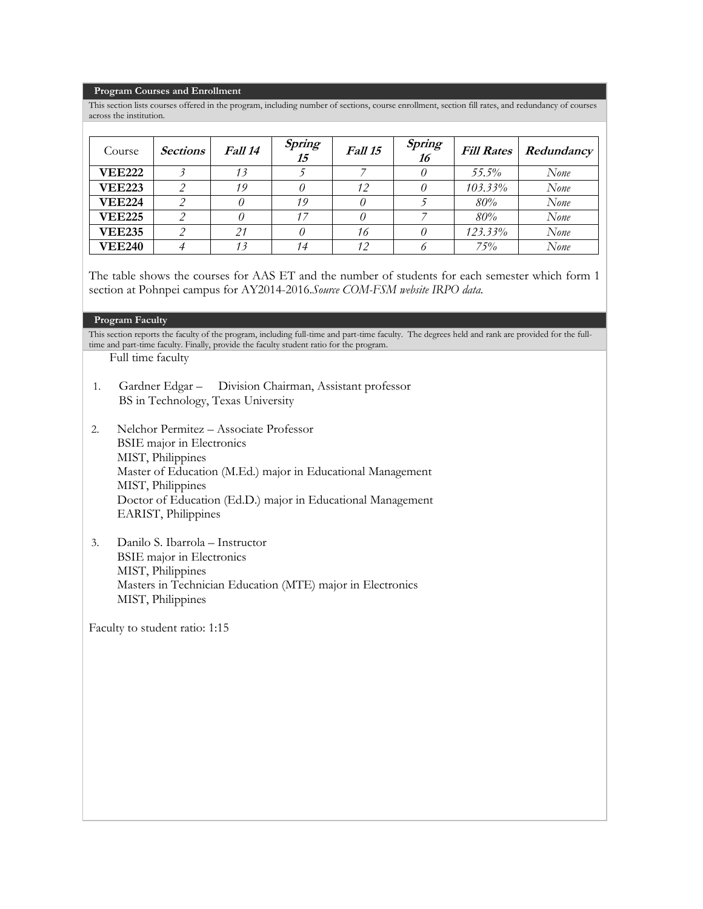## Program Courses and Enrollment

This section lists courses offered in the program, including number of sections, course enrollment, section fill rates, and redundancy of courses across the institution.

| Course | *Sections* | *Fall 14* | *Spring 15* | *Fall 15* | *Spring 16* | *Fill Rates* | *Redundancy* |
|---|---|---|---|---|---|---|---|
| **VEE222** | *3* | *13* | *5* | *7* | *0* | *55.5%* | *None* |
| **VEE223** | *2* | *19* | *0* | *12* | *0* | *103.33%* | *None* |
| **VEE224** | *2* | *0* | *19* | *0* | *5* | *80%* | *None* |
| **VEE225** | *2* | *0* | *17* | *0* | *7* | *80%* | *None* |
| **VEE235** | *2* | *21* | *0* | *16* | *0* | *123.33%* | *None* |
| **VEE240** | *4* | *13* | *14* | *12* | *6* | *75%* | *None* |

The table shows the courses for AAS ET and the number of students for each semester which form 1 section at Pohnpei campus for AY2014-2016.*Source COM-FSM website IRPO data.*

## Program Faculty

This section reports the faculty of the program, including full-time and part-time faculty. The degrees held and rank are provided for the full-time and part-time faculty. Finally, provide the faculty student ratio for the program.

Full time faculty

1. Gardner Edgar – Division Chairman, Assistant professor
   BS in Technology, Texas University

2. Nelchor Permitez – Associate Professor
   BSIE major in Electronics
   MIST, Philippines
   Master of Education (M.Ed.) major in Educational Management
   MIST, Philippines
   Doctor of Education (Ed.D.) major in Educational Management
   EARIST, Philippines

3. Danilo S. Ibarrola – Instructor
   BSIE major in Electronics
   MIST, Philippines
   Masters in Technician Education (MTE) major in Electronics
   MIST, Philippines

Faculty to student ratio: 1:15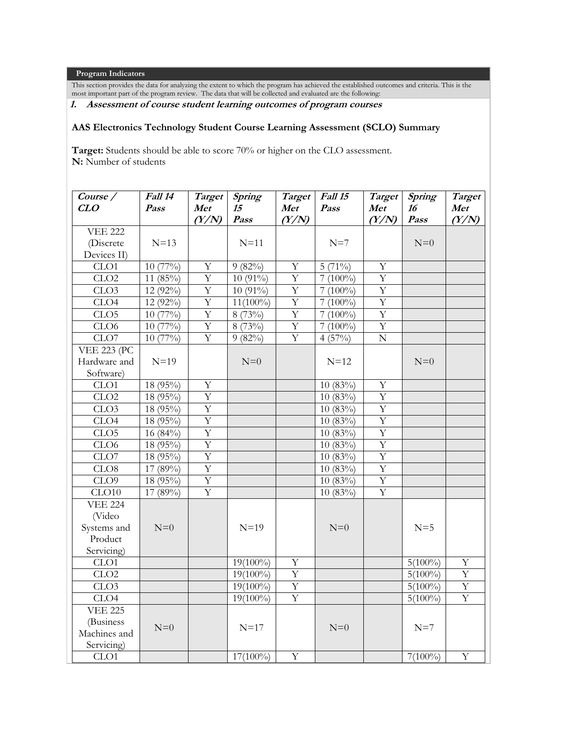**Program Indicators**

This section provides the data for analyzing the extent to which the program has achieved the established outcomes and criteria. This is the most important part of the program review. The data that will be collected and evaluated are the following:

***1. Assessment of course student learning outcomes of program courses***

**AAS Electronics Technology Student Course Learning Assessment (SCLO) Summary**

**Target:** Students should be able to score 70% or higher on the CLO assessment.
**N:** Number of students

| *Course / CLO* | *Fall 14 Pass* | *Target Met (Y/N)* | *Spring 15 Pass* | *Target Met (Y/N)* | *Fall 15 Pass* | *Target Met (Y/N)* | *Spring 16 Pass* | *Target Met (Y/N)* |
|---|---|---|---|---|---|---|---|---|
| VEE 222 (Discrete Devices II) | N=13 | | N=11 | | N=7 | | N=0 | |
| CLO1 | 10 (77%) | Y | 9 (82%) | Y | 5 (71%) | Y | | |
| CLO2 | 11 (85%) | Y | 10 (91%) | Y | 7 (100%) | Y | | |
| CLO3 | 12 (92%) | Y | 10 (91%) | Y | 7 (100%) | Y | | |
| CLO4 | 12 (92%) | Y | 11(100%) | Y | 7 (100%) | Y | | |
| CLO5 | 10 (77%) | Y | 8 (73%) | Y | 7 (100%) | Y | | |
| CLO6 | 10 (77%) | Y | 8 (73%) | Y | 7 (100%) | Y | | |
| CLO7 | 10 (77%) | Y | 9 (82%) | Y | 4 (57%) | N | | |
| VEE 223 (PC Hardware and Software) | N=19 | | N=0 | | N=12 | | N=0 | |
| CLO1 | 18 (95%) | Y | | | 10 (83%) | Y | | |
| CLO2 | 18 (95%) | Y | | | 10 (83%) | Y | | |
| CLO3 | 18 (95%) | Y | | | 10 (83%) | Y | | |
| CLO4 | 18 (95%) | Y | | | 10 (83%) | Y | | |
| CLO5 | 16 (84%) | Y | | | 10 (83%) | Y | | |
| CLO6 | 18 (95%) | Y | | | 10 (83%) | Y | | |
| CLO7 | 18 (95%) | Y | | | 10 (83%) | Y | | |
| CLO8 | 17 (89%) | Y | | | 10 (83%) | Y | | |
| CLO9 | 18 (95%) | Y | | | 10 (83%) | Y | | |
| CLO10 | 17 (89%) | Y | | | 10 (83%) | Y | | |
| VEE 224 (Video Systems and Product Servicing) | N=0 | | N=19 | | N=0 | | N=5 | |
| CLO1 | | | 19(100%) | Y | | | 5(100%) | Y |
| CLO2 | | | 19(100%) | Y | | | 5(100%) | Y |
| CLO3 | | | 19(100%) | Y | | | 5(100%) | Y |
| CLO4 | | | 19(100%) | Y | | | 5(100%) | Y |
| VEE 225 (Business Machines and Servicing) | N=0 | | N=17 | | N=0 | | N=7 | |
| CLO1 | | | 17(100%) | Y | | | 7(100%) | Y |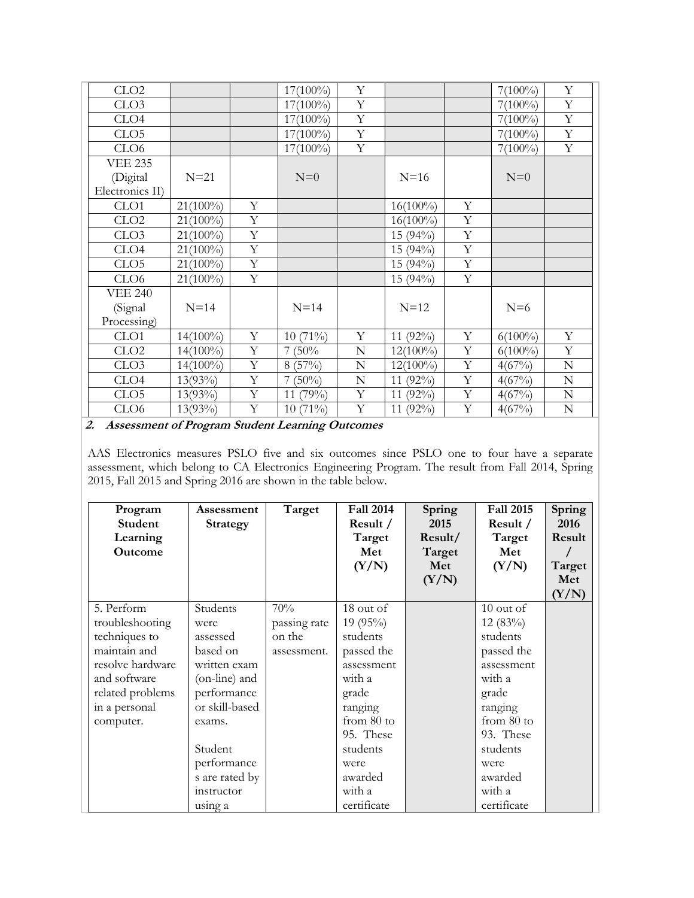| | | | | | | | | |
|---|---|---|---|---|---|---|---|---|
| CLO2 | | | 17(100%) | Y | | | 7(100%) | Y |
| CLO3 | | | 17(100%) | Y | | | 7(100%) | Y |
| CLO4 | | | 17(100%) | Y | | | 7(100%) | Y |
| CLO5 | | | 17(100%) | Y | | | 7(100%) | Y |
| CLO6 | | | 17(100%) | Y | | | 7(100%) | Y |
| VEE 235 (Digital Electronics II) | N=21 | | N=0 | | N=16 | | N=0 | |
| CLO1 | 21(100%) | Y | | | 16(100%) | Y | | |
| CLO2 | 21(100%) | Y | | | 16(100%) | Y | | |
| CLO3 | 21(100%) | Y | | | 15 (94%) | Y | | |
| CLO4 | 21(100%) | Y | | | 15 (94%) | Y | | |
| CLO5 | 21(100%) | Y | | | 15 (94%) | Y | | |
| CLO6 | 21(100%) | Y | | | 15 (94%) | Y | | |
| VEE 240 (Signal Processing) | N=14 | | N=14 | | N=12 | | N=6 | |
| CLO1 | 14(100%) | Y | 10 (71%) | Y | 11 (92%) | Y | 6(100%) | Y |
| CLO2 | 14(100%) | Y | 7 (50% | N | 12(100%) | Y | 6(100%) | Y |
| CLO3 | 14(100%) | Y | 8 (57%) | N | 12(100%) | Y | 4(67%) | N |
| CLO4 | 13(93%) | Y | 7 (50%) | N | 11 (92%) | Y | 4(67%) | N |
| CLO5 | 13(93%) | Y | 11 (79%) | Y | 11 (92%) | Y | 4(67%) | N |
| CLO6 | 13(93%) | Y | 10 (71%) | Y | 11 (92%) | Y | 4(67%) | N |

**2. *Assessment of Program Student Learning Outcomes***

AAS Electronics measures PSLO five and six outcomes since PSLO one to four have a separate assessment, which belong to CA Electronics Engineering Program. The result from Fall 2014, Spring 2015, Fall 2015 and Spring 2016 are shown in the table below.

| Program Student Learning Outcome | Assessment Strategy | Target | Fall 2014 Result / Target Met (Y/N) | Spring 2015 Result/ Target Met (Y/N) | Fall 2015 Result / Target Met (Y/N) | Spring 2016 Result / Target Met (Y/N) |
|---|---|---|---|---|---|---|
| 5. Perform troubleshooting techniques to maintain and resolve hardware and software related problems in a personal computer. | Students were assessed based on written exam (on-line) and performance or skill-based exams.<br><br>Student performances are rated by instructor using a | 70% passing rate on the assessment. | 18 out of 19 (95%) students passed the assessment with a grade ranging from 80 to 95. These students were awarded with a certificate | | 10 out of 12 (83%) students passed the assessment with a grade ranging from 80 to 93. These students were awarded with a certificate | |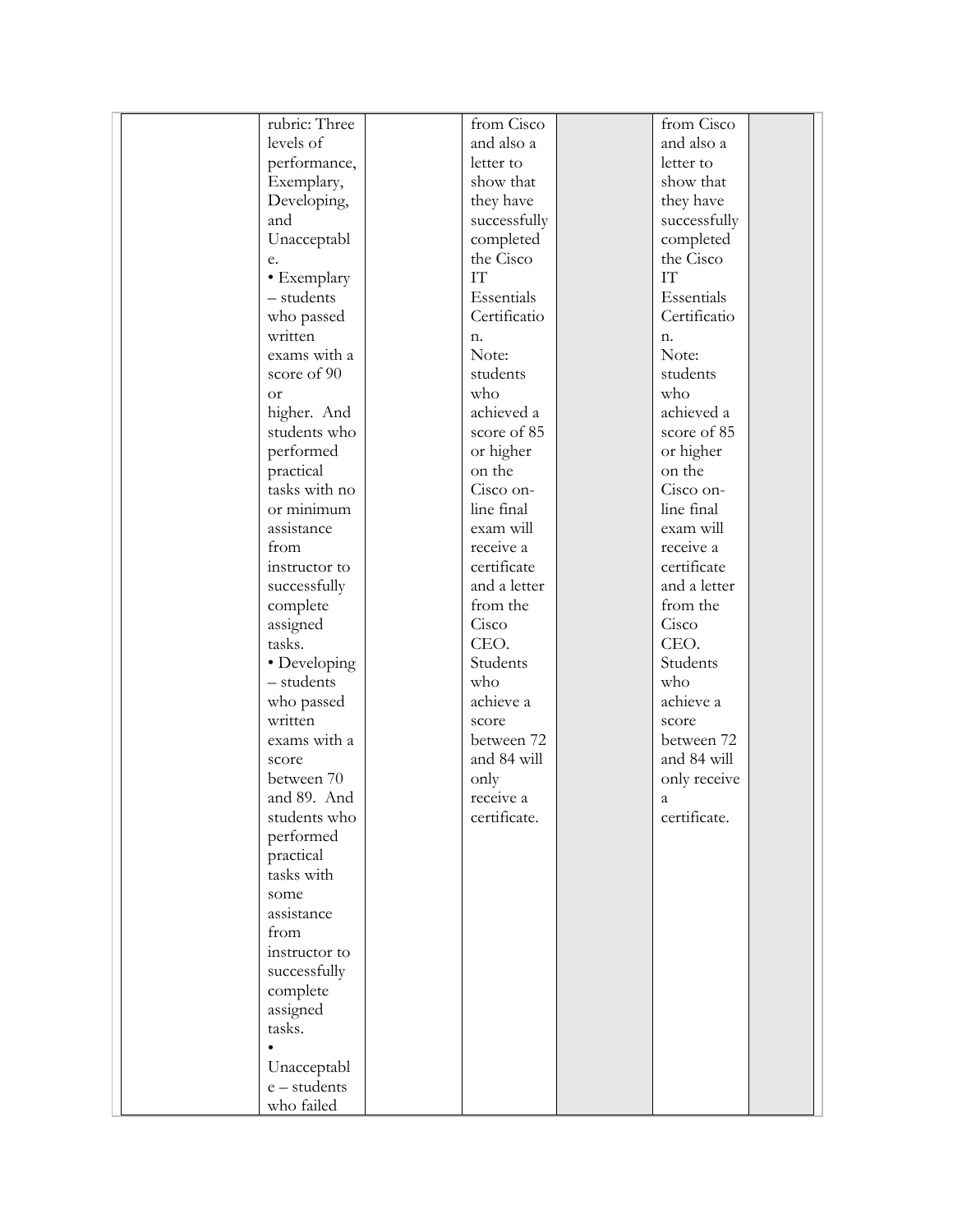|  | rubric: Three levels of performance, Exemplary, Developing, and Unacceptable.<br>• Exemplary – students who passed written exams with a score of 90 or higher. And students who performed practical tasks with no or minimum assistance from instructor to successfully complete assigned tasks.<br>• Developing – students who passed written exams with a score between 70 and 89. And students who performed practical tasks with some assistance from instructor to successfully complete assigned tasks.<br>• Unacceptable – students who failed |  | from Cisco and also a letter to show that they have successfully completed the Cisco IT Essentials Certification.<br>Note: students who achieved a score of 85 or higher on the Cisco on-line final exam will receive a certificate and a letter from the Cisco CEO. Students who achieve a score between 72 and 84 will only receive a certificate. |  | from Cisco and also a letter to show that they have successfully completed the Cisco IT Essentials Certification.<br>Note: students who achieved a score of 85 or higher on the Cisco on-line final exam will receive a certificate and a letter from the Cisco CEO. Students who achieve a score between 72 and 84 will only receive a certificate. |  |
|---|---|---|---|---|---|---|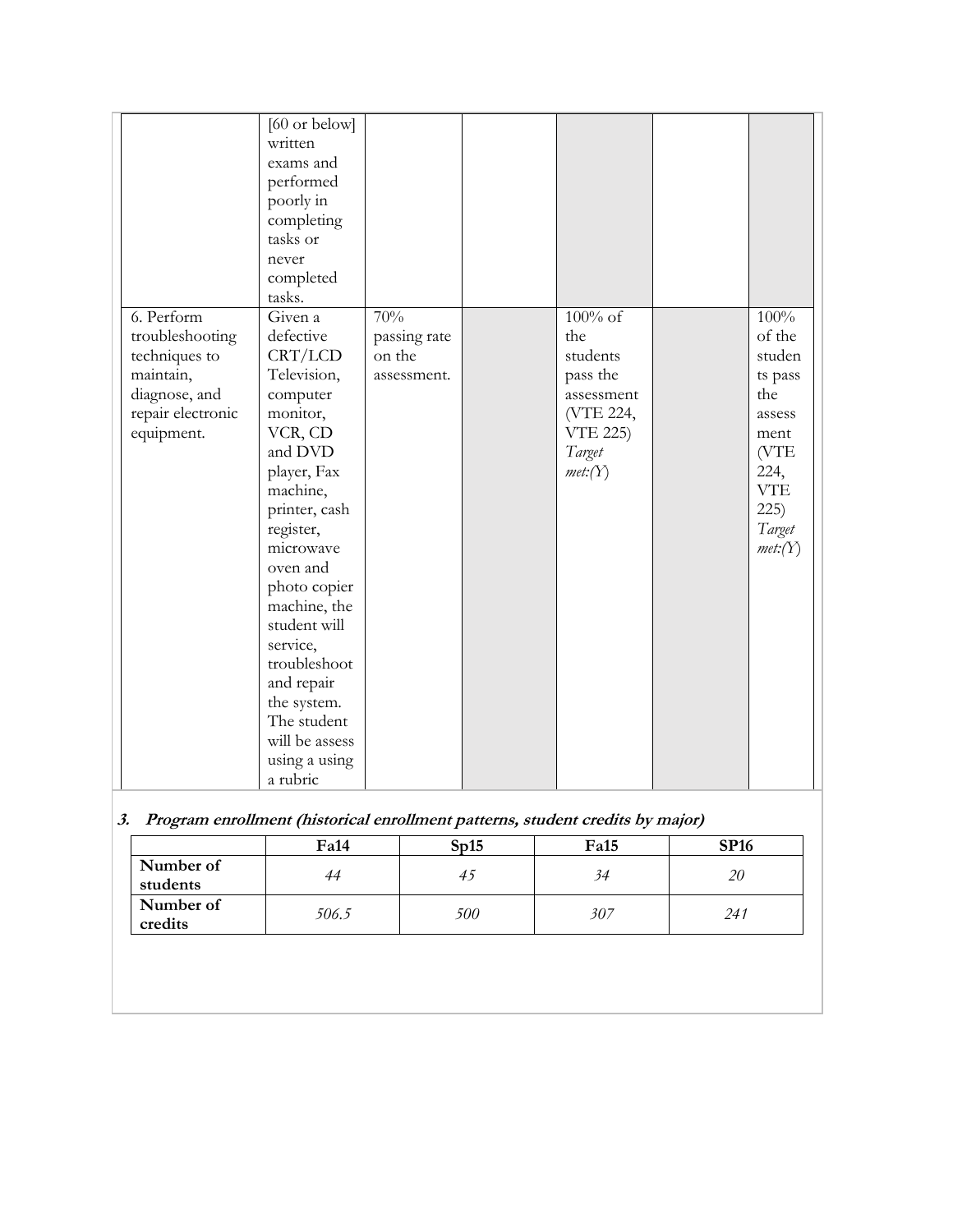| | | | | | | |
|---|---|---|---|---|---|---|
| | [60 or below] written exams and performed poorly in completing tasks or never completed tasks. | | | | | |
| 6. Perform troubleshooting techniques to maintain, diagnose, and repair electronic equipment. | Given a defective CRT/LCD Television, computer monitor, VCR, CD and DVD player, Fax machine, printer, cash register, microwave oven and photo copier machine, the student will service, troubleshoot and repair the system. The student will be assess using a using a rubric | 70% passing rate on the assessment. | | 100% of the students pass the assessment (VTE 224, VTE 225) *Target met:(Y)* | | 100% of the students pass the assessment (VTE 224, VTE 225) *Target met:(Y)* |

### *3. Program enrollment (historical enrollment patterns, student credits by major)*

| | Fa14 | Sp15 | Fa15 | SP16 |
|---|---|---|---|---|
| **Number of students** | *44* | *45* | *34* | *20* |
| **Number of credits** | *506.5* | *500* | *307* | *241* |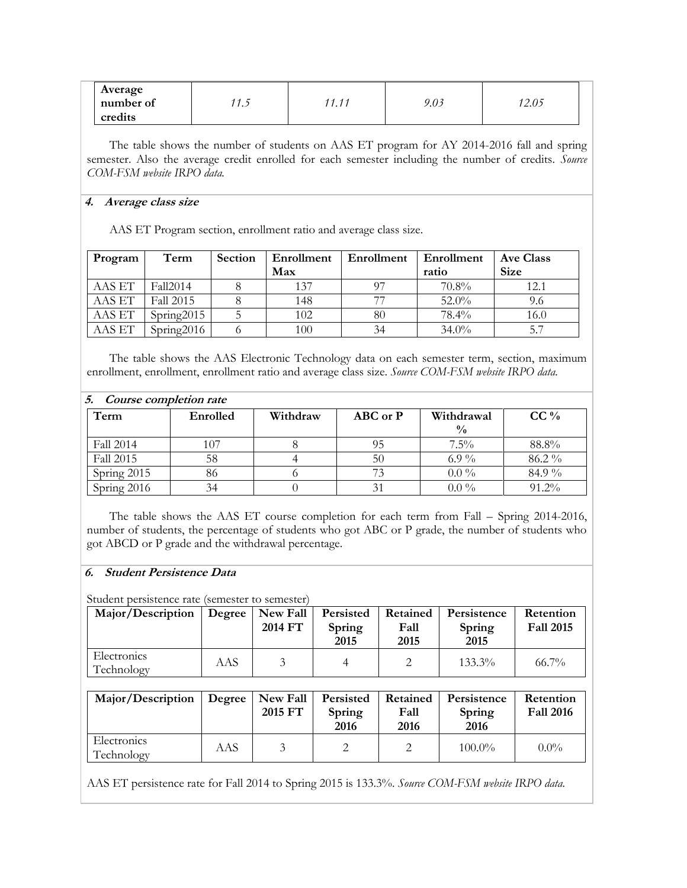| Average number of credits | 11.5 | 11.11 | 9.03 | 12.05 |
|---|---|---|---|---|

The table shows the number of students on AAS ET program for AY 2014-2016 fall and spring semester. Also the average credit enrolled for each semester including the number of credits. *Source COM-FSM website IRPO data.*

#### 4. *Average class size*

AAS ET Program section, enrollment ratio and average class size.

| Program | Term | Section | Enrollment Max | Enrollment | Enrollment ratio | Ave Class Size |
|---|---|---|---|---|---|---|
| AAS ET | Fall2014 | 8 | 137 | 97 | 70.8% | 12.1 |
| AAS ET | Fall 2015 | 8 | 148 | 77 | 52.0% | 9.6 |
| AAS ET | Spring2015 | 5 | 102 | 80 | 78.4% | 16.0 |
| AAS ET | Spring2016 | 6 | 100 | 34 | 34.0% | 5.7 |

The table shows the AAS Electronic Technology data on each semester term, section, maximum enrollment, enrollment, enrollment ratio and average class size. *Source COM-FSM website IRPO data.*

#### 5. *Course completion rate*

| Term | Enrolled | Withdraw | ABC or P | Withdrawal % | CC % |
|---|---|---|---|---|---|
| Fall 2014 | 107 | 8 | 95 | 7.5% | 88.8% |
| Fall 2015 | 58 | 4 | 50 | 6.9 % | 86.2 % |
| Spring 2015 | 86 | 6 | 73 | 0.0 % | 84.9 % |
| Spring 2016 | 34 | 0 | 31 | 0.0 % | 91.2% |

The table shows the AAS ET course completion for each term from Fall – Spring 2014-2016, number of students, the percentage of students who got ABC or P grade, the number of students who got ABCD or P grade and the withdrawal percentage.

#### 6. *Student Persistence Data*

Student persistence rate (semester to semester)

| Major/Description | Degree | New Fall 2014 FT | Persisted Spring 2015 | Retained Fall 2015 | Persistence Spring 2015 | Retention Fall 2015 |
|---|---|---|---|---|---|---|
| Electronics Technology | AAS | 3 | 4 | 2 | 133.3% | 66.7% |

| Major/Description | Degree | New Fall 2015 FT | Persisted Spring 2016 | Retained Fall 2016 | Persistence Spring 2016 | Retention Fall 2016 |
|---|---|---|---|---|---|---|
| Electronics Technology | AAS | 3 | 2 | 2 | 100.0% | 0.0% |

AAS ET persistence rate for Fall 2014 to Spring 2015 is 133.3%. *Source COM-FSM website IRPO data.*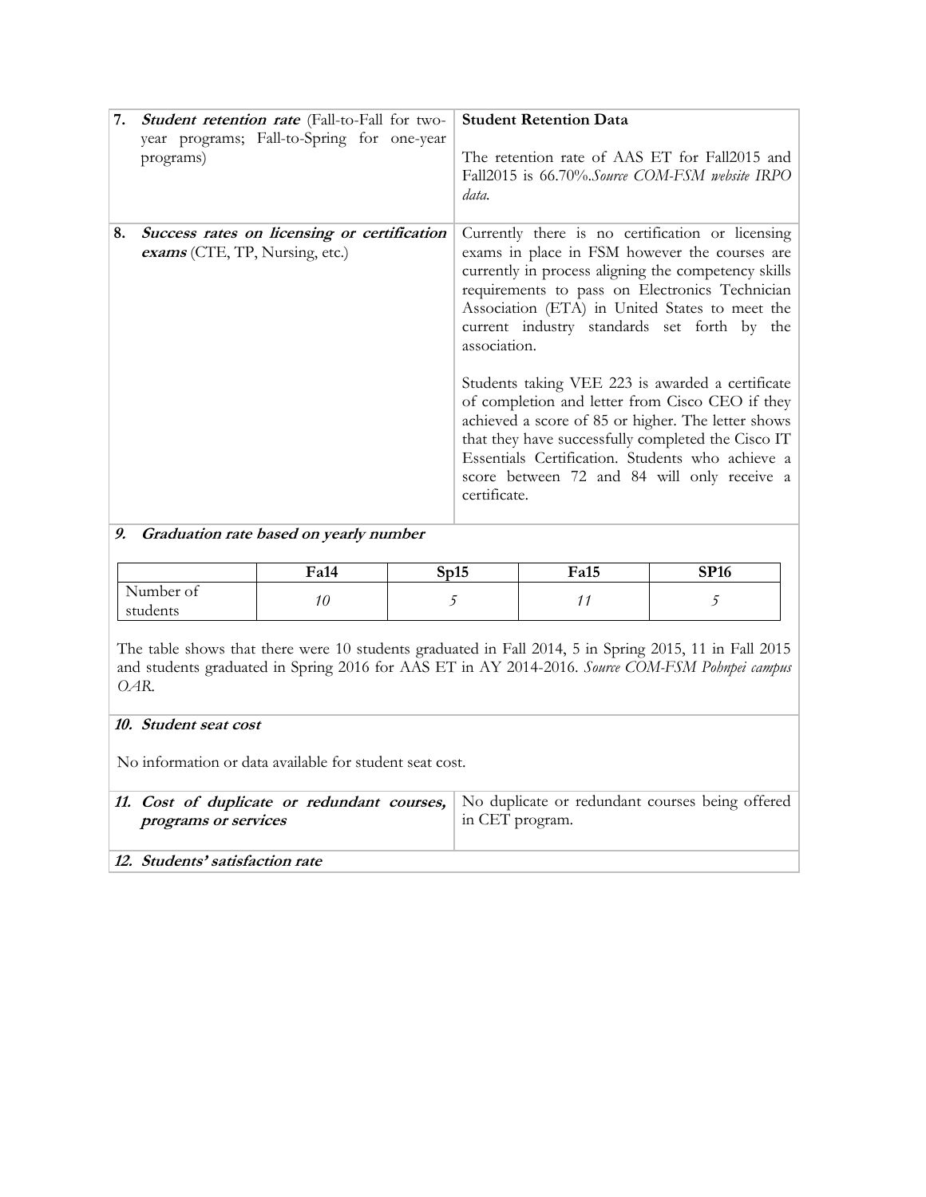| | |
|---|---|
| **7.** ***Student retention rate*** (Fall-to-Fall for two-year programs; Fall-to-Spring for one-year programs) | **Student Retention Data**<br><br>The retention rate of AAS ET for Fall2015 and Fall2015 is 66.70%.*Source COM-FSM website IRPO data.* |
| **8.** ***Success rates on licensing or certification exams*** (CTE, TP, Nursing, etc.) | Currently there is no certification or licensing exams in place in FSM however the courses are currently in process aligning the competency skills requirements to pass on Electronics Technician Association (ETA) in United States to meet the current industry standards set forth by the association.<br><br>Students taking VEE 223 is awarded a certificate of completion and letter from Cisco CEO if they achieved a score of 85 or higher. The letter shows that they have successfully completed the Cisco IT Essentials Certification. Students who achieve a score between 72 and 84 will only receive a certificate. |

***9. Graduation rate based on yearly number***

| | Fa14 | Sp15 | Fa15 | SP16 |
|---|---|---|---|---|
| Number of students | *10* | *5* | *11* | *5* |

The table shows that there were 10 students graduated in Fall 2014, 5 in Spring 2015, 11 in Fall 2015 and students graduated in Spring 2016 for AAS ET in AY 2014-2016. *Source COM-FSM Pohnpei campus OAR.*

***10. Student seat cost***

No information or data available for student seat cost.

| | |
|---|---|
| ***11. Cost of duplicate or redundant courses, programs or services*** | No duplicate or redundant courses being offered in CET program. |

***12. Students' satisfaction rate***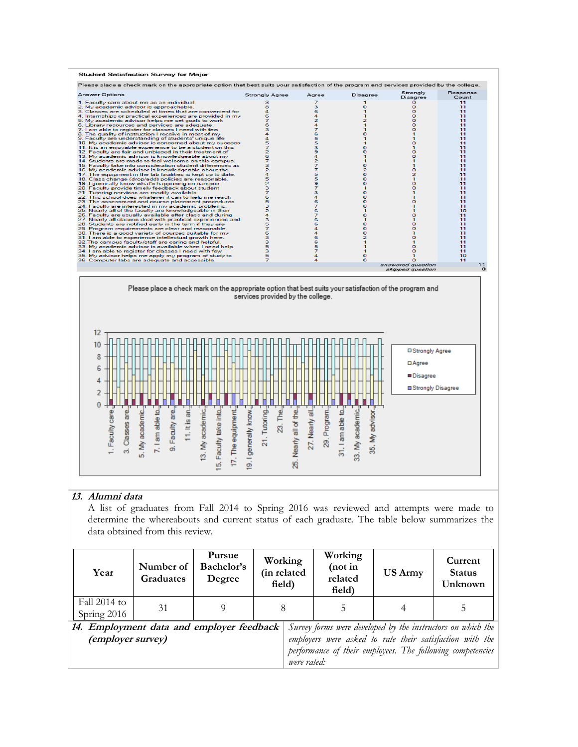**Student Satisfaction Survey for Major**

Please place a check mark on the appropriate option that best suits your satisfaction of the program and services provided by the college.

| Answer Options | Strongly Agree | Agree | Disagree | Strongly Disagree | Response Count |
|---|---|---|---|---|---|
| 1. Faculty care about me as an individual. | 3 | 7 | 1 | 0 | 11 |
| 2. My academic advisor is approachable. | 8 | 3 | 0 | 0 | 11 |
| 3. Classes are scheduled at times that are convenient for | 4 | 6 | 1 | 0 | 11 |
| 4. Internships or practical experiences are provided in my | 6 | 4 | 1 | 0 | 11 |
| 5. My academic advisor helps me set goals to work | 7 | 2 | 2 | 0 | 11 |
| 6. Library resources and services are adequate. | 6 | 4 | 1 | 0 | 11 |
| 7. I am able to register for classes I need with few | 3 | 7 | 1 | 0 | 11 |
| 8. The quality of instruction I receive in most of my | 4 | 6 | 0 | 1 | 11 |
| 9. Faculty are understanding of students' unique life | 4 | 5 | 1 | 1 | 11 |
| 10. My academic advisor is concerned about my success | 5 | 5 | 1 | 0 | 11 |
| 11. It is an enjoyable experience to be a student on this | 7 | 3 | 0 | 1 | 11 |
| 12. Faculty are fair and unbiased in their treatment of | 2 | 9 | 0 | 0 | 11 |
| 13. My academic advisor is knowledgeable about my | 6 | 4 | 1 | 0 | 11 |
| 14. Students are made to feel welcome on this campus. | 7 | 2 | 1 | 1 | 11 |
| 15. Faculty take into consideration student differences as | 3 | 7 | 0 | 1 | 11 |
| 16. My academic advisor is knowledgeable about the | 2 | 7 | 2 | 0 | 11 |
| 17. The equipment in the lab facilities is kept up to date. | 4 | 5 | 0 | 2 | 11 |
| 18. Class change (drop/add) policies are reasonable. | 5 | 5 | 0 | 1 | 11 |
| 19. I generally know what's happening on campus. | 2 | 9 | 0 | 0 | 11 |
| 20. Faculty provide timely feedback about student | 3 | 7 | 1 | 0 | 11 |
| 21. Tutoring services are readily available. | 7 | 3 | 0 | 1 | 11 |
| 22. This school does whatever it can to help me reach | 6 | 4 | 0 | 1 | 11 |
| 23. The assessment and course placement procedures | 5 | 6 | 0 | 0 | 11 |
| 24. Faculty are interested in my academic problems. | 3 | 7 | 0 | 1 | 11 |
| 25. Nearly all of the faculty are knowledgeable in their | 2 | 6 | 1 | 1 | 10 |
| 26. Faculty are usually available after class and during | 4 | 7 | 0 | 0 | 11 |
| 27. Nearly all classes deal with practical experiences and | 3 | 6 | 1 | 1 | 11 |
| 28. Students are notified early in the term if they are | 5 | 6 | 0 | 0 | 11 |
| 29. Program requirements are clear and reasonable. | 7 | 4 | 0 | 0 | 11 |
| 30. There is a good variety of courses suitable for my | 6 | 4 | 0 | 1 | 11 |
| 31. I am able to experience intellectual growth here. | 3 | 6 | 2 | 0 | 11 |
| 32. The campus faculty/staff are caring and helpful. | 3 | 6 | 1 | 1 | 11 |
| 33. My academic advisor is available when I need help. | 5 | 5 | 1 | 0 | 11 |
| 34. I am able to register for classes I need with few | 3 | 7 | 1 | 0 | 11 |
| 35. My advisor helps me apply my program of study to | 5 | 4 | 0 | 1 | 10 |
| 36. Computer labs are adequate and accessible. | 7 | 4 | 0 | 0 | 11 |
| | | | | answered question | 11 |
| | | | | skipped question | 0 |

Please place a check mark on the appropriate option that best suits your satisfaction of the program and services provided by the college.

### 13. *Alumni data*

A list of graduates from Fall 2014 to Spring 2016 was reviewed and attempts were made to determine the whereabouts and current status of each graduate. The table below summarizes the data obtained from this review.

| Year | Number of Graduates | Pursue Bachelor's Degree | Working (in related field) | Working (not in related field) | US Army | Current Status Unknown |
|---|---|---|---|---|---|---|
| Fall 2014 to Spring 2016 | 31 | 9 | 8 | 5 | 4 | 5 |

### 14. *Employment data and employer feedback (employer survey)*

*Survey forms were developed by the instructors on which the employers were asked to rate their satisfaction with the performance of their employees. The following competencies were rated:*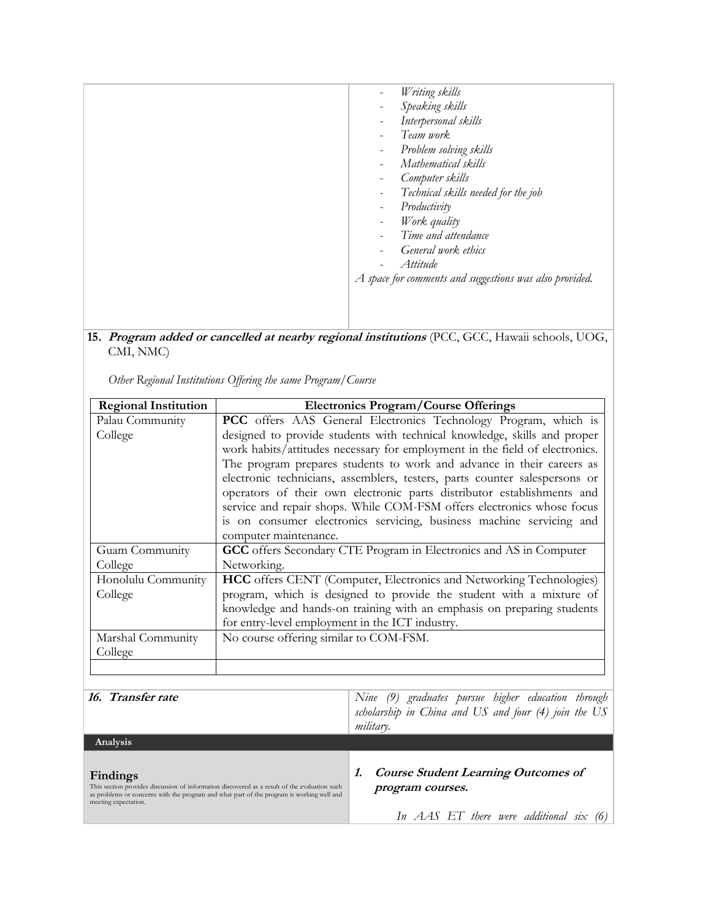| | - *Writing skills*<br>- *Speaking skills*<br>- *Interpersonal skills*<br>- *Team work*<br>- *Problem solving skills*<br>- *Mathematical skills*<br>- *Computer skills*<br>- *Technical skills needed for the job*<br>- *Productivity*<br>- *Work quality*<br>- *Time and attendance*<br>- *General work ethics*<br>- *Attitude*<br>*A space for comments and suggestions was also provided.* |
|---|---|

**15. *Program added or cancelled at nearby regional institutions*** (PCC, GCC, Hawaii schools, UOG, CMI, NMC)

*Other Regional Institutions Offering the same Program/Course*

| Regional Institution | Electronics Program/Course Offerings |
|---|---|
| Palau Community College | **PCC** offers AAS General Electronics Technology Program, which is designed to provide students with technical knowledge, skills and proper work habits/attitudes necessary for employment in the field of electronics. The program prepares students to work and advance in their careers as electronic technicians, assemblers, testers, parts counter salespersons or operators of their own electronic parts distributor establishments and service and repair shops. While COM-FSM offers electronics whose focus is on consumer electronics servicing, business machine servicing and computer maintenance. |
| Guam Community College | **GCC** offers Secondary CTE Program in Electronics and AS in Computer Networking. |
| Honolulu Community College | **HCC** offers CENT (Computer, Electronics and Networking Technologies) program, which is designed to provide the student with a mixture of knowledge and hands-on training with an emphasis on preparing students for entry-level employment in the ICT industry. |
| Marshal Community College | No course offering similar to COM-FSM. |
| | |

| ***16. Transfer rate*** | *Nine (9) graduates pursue higher education through scholarship in China and US and four (4) join the US military.* |
|---|---|

**Analysis**

| **Findings**<br>This section provides discussion of information discovered as a result of the evaluation such as problems or concerns with the program and what part of the program is working well and meeting expectation. | ***1. Course Student Learning Outcomes of program courses.***<br><br>*In AAS ET there were additional six (6)* |
|---|---|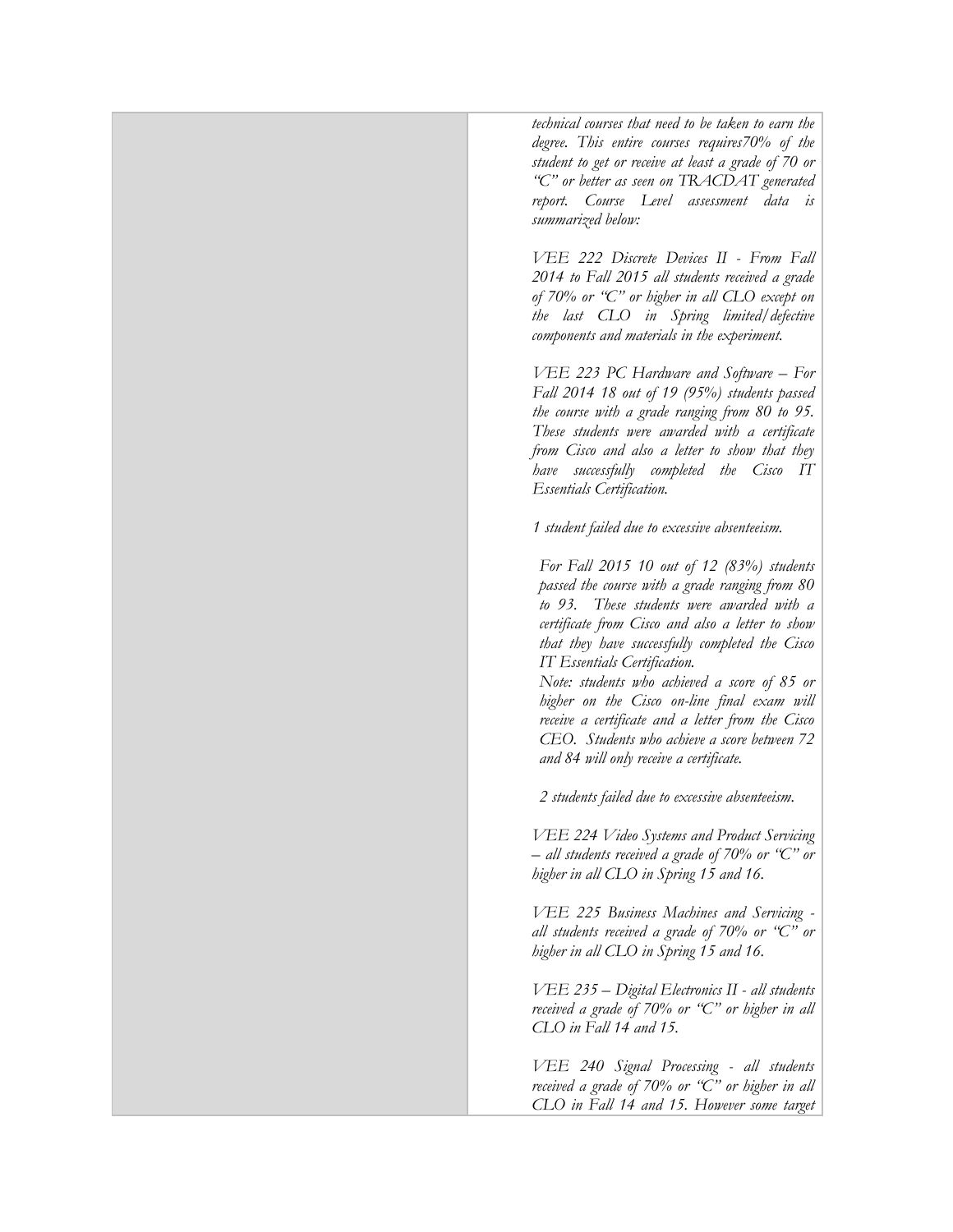| | |
|---|---|
| | *technical courses that need to be taken to earn the degree. This entire courses requires70% of the student to get or receive at least a grade of 70 or "C" or better as seen on TRACDAT generated report. Course Level assessment data is summarized below:*<br><br>*VEE 222 Discrete Devices II - From Fall 2014 to Fall 2015 all students received a grade of 70% or "C" or higher in all CLO except on the last CLO in Spring limited/defective components and materials in the experiment.*<br><br>*VEE 223 PC Hardware and Software – For Fall 2014 18 out of 19 (95%) students passed the course with a grade ranging from 80 to 95. These students were awarded with a certificate from Cisco and also a letter to show that they have successfully completed the Cisco IT Essentials Certification.*<br><br>*1 student failed due to excessive absenteeism.*<br><br>*For Fall 2015 10 out of 12 (83%) students passed the course with a grade ranging from 80 to 93. These students were awarded with a certificate from Cisco and also a letter to show that they have successfully completed the Cisco IT Essentials Certification.*<br>*Note: students who achieved a score of 85 or higher on the Cisco on-line final exam will receive a certificate and a letter from the Cisco CEO. Students who achieve a score between 72 and 84 will only receive a certificate.*<br><br>*2 students failed due to excessive absenteeism.*<br><br>*VEE 224 Video Systems and Product Servicing – all students received a grade of 70% or "C" or higher in all CLO in Spring 15 and 16.*<br><br>*VEE 225 Business Machines and Servicing - all students received a grade of 70% or "C" or higher in all CLO in Spring 15 and 16.*<br><br>*VEE 235 – Digital Electronics II - all students received a grade of 70% or "C" or higher in all CLO in Fall 14 and 15.*<br><br>*VEE 240 Signal Processing - all students received a grade of 70% or "C" or higher in all CLO in Fall 14 and 15. However some target* |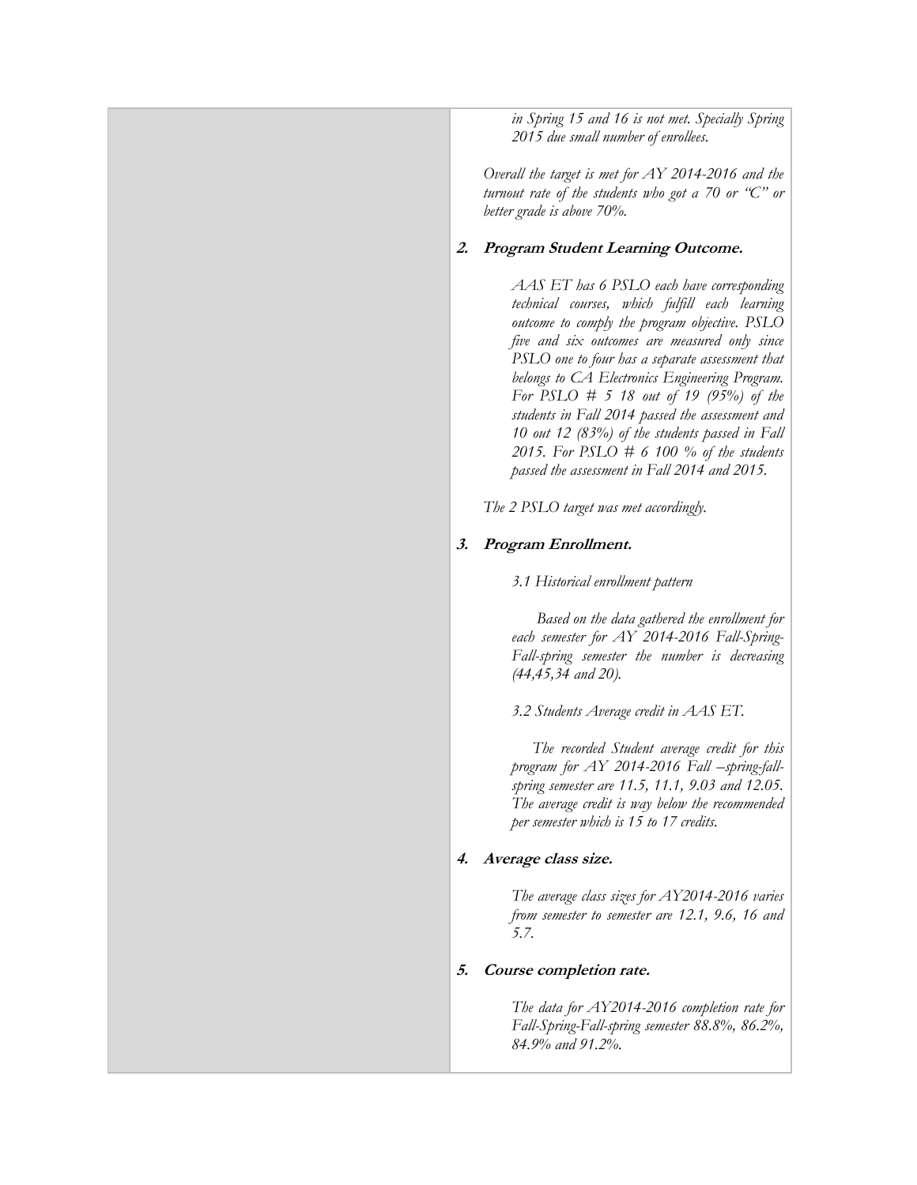*in Spring 15 and 16 is not met. Specially Spring 2015 due small number of enrollees.*

*Overall the target is met for AY 2014-2016 and the turnout rate of the students who got a 70 or "C" or better grade is above 70%.*

2. ***Program Student Learning Outcome.***

   *AAS ET has 6 PSLO each have corresponding technical courses, which fulfill each learning outcome to comply the program objective. PSLO five and six outcomes are measured only since PSLO one to four has a separate assessment that belongs to CA Electronics Engineering Program. For PSLO # 5 18 out of 19 (95%) of the students in Fall 2014 passed the assessment and 10 out 12 (83%) of the students passed in Fall 2015. For PSLO # 6 100 % of the students passed the assessment in Fall 2014 and 2015.*

   *The 2 PSLO target was met accordingly.*

3. ***Program Enrollment.***

   *3.1 Historical enrollment pattern*

   *Based on the data gathered the enrollment for each semester for AY 2014-2016 Fall-Spring-Fall-spring semester the number is decreasing (44,45,34 and 20).*

   *3.2 Students Average credit in AAS ET.*

   *The recorded Student average credit for this program for AY 2014-2016 Fall –spring-fall-spring semester are 11.5, 11.1, 9.03 and 12.05. The average credit is way below the recommended per semester which is 15 to 17 credits.*

4. ***Average class size.***

   *The average class sizes for AY2014-2016 varies from semester to semester are 12.1, 9.6, 16 and 5.7.*

5. ***Course completion rate.***

   *The data for AY2014-2016 completion rate for Fall-Spring-Fall-spring semester 88.8%, 86.2%, 84.9% and 91.2%.*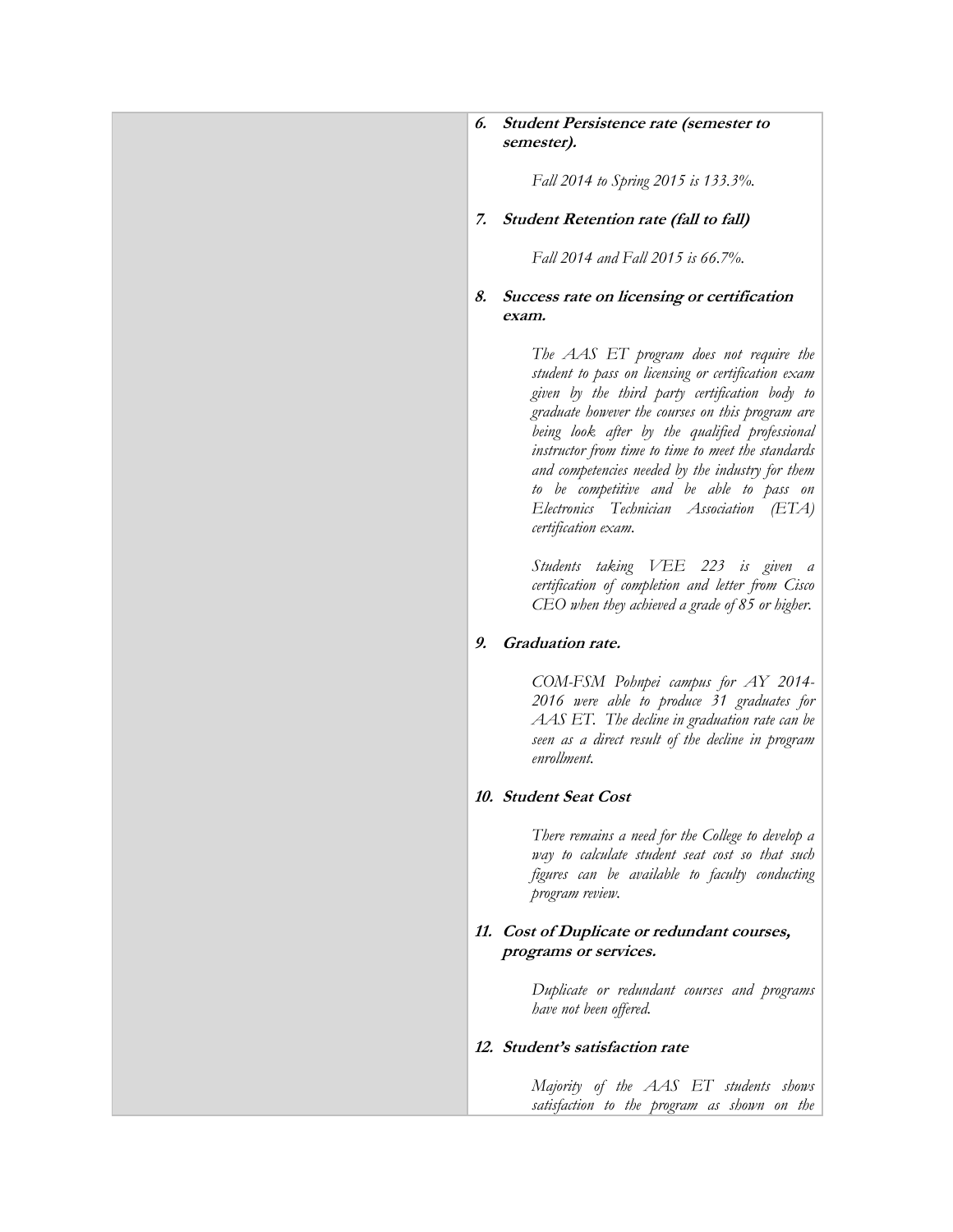6. **Student Persistence rate (semester to semester).**

    *Fall 2014 to Spring 2015 is 133.3%.*

7. **Student Retention rate (fall to fall)**

    *Fall 2014 and Fall 2015 is 66.7%.*

8. **Success rate on licensing or certification exam.**

    *The AAS ET program does not require the student to pass on licensing or certification exam given by the third party certification body to graduate however the courses on this program are being look after by the qualified professional instructor from time to time to meet the standards and competencies needed by the industry for them to be competitive and be able to pass on Electronics Technician Association (ETA) certification exam.*

    *Students taking VEE 223 is given a certification of completion and letter from Cisco CEO when they achieved a grade of 85 or higher.*

9. **Graduation rate.**

    *COM-FSM Pohnpei campus for AY 2014-2016 were able to produce 31 graduates for AAS ET. The decline in graduation rate can be seen as a direct result of the decline in program enrollment.*

10. **Student Seat Cost**

    *There remains a need for the College to develop a way to calculate student seat cost so that such figures can be available to faculty conducting program review.*

11. **Cost of Duplicate or redundant courses, programs or services.**

    *Duplicate or redundant courses and programs have not been offered.*

12. **Student's satisfaction rate**

    *Majority of the AAS ET students shows satisfaction to the program as shown on the*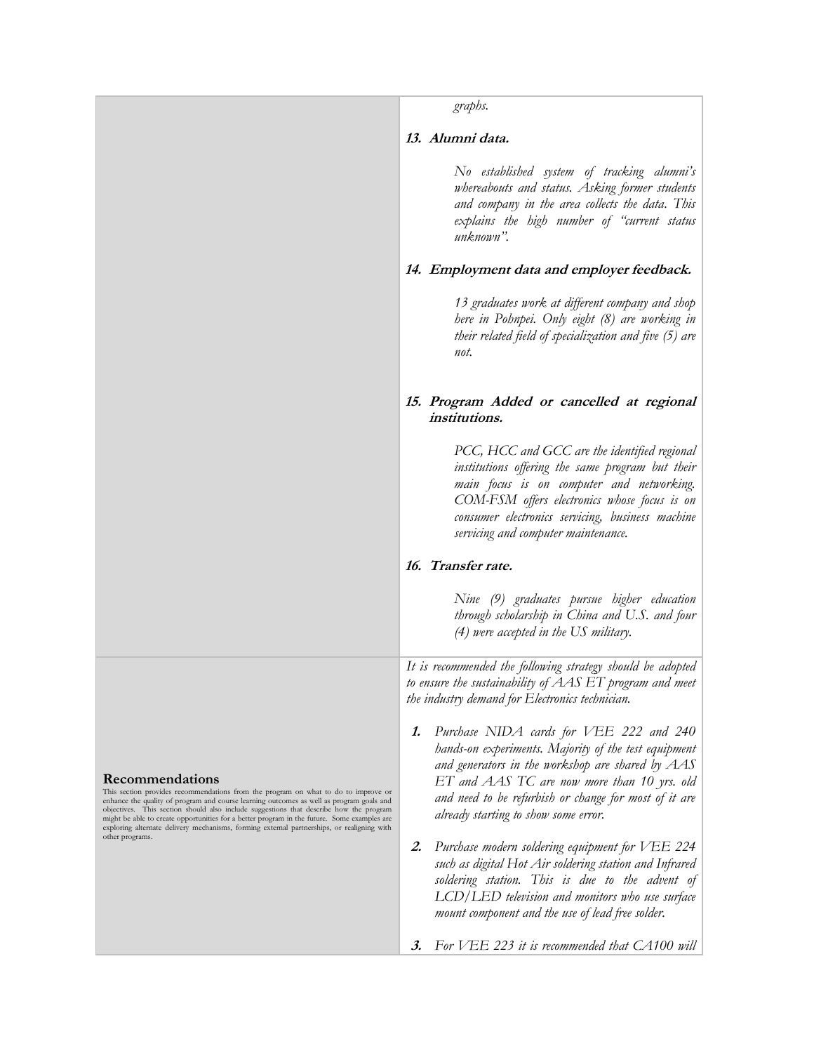*graphs.*

**13. *Alumni data.***

*No established system of tracking alumni's whereabouts and status. Asking former students and company in the area collects the data. This explains the high number of "current status unknown".*

**14. *Employment data and employer feedback.***

*13 graduates work at different company and shop here in Pohnpei. Only eight (8) are working in their related field of specialization and five (5) are not.*

**15. *Program Added or cancelled at regional institutions.***

*PCC, HCC and GCC are the identified regional institutions offering the same program but their main focus is on computer and networking. COM-FSM offers electronics whose focus is on consumer electronics servicing, business machine servicing and computer maintenance.*

**16. *Transfer rate.***

*Nine (9) graduates pursue higher education through scholarship in China and U.S. and four (4) were accepted in the US military.*

### Recommendations

This section provides recommendations from the program on what to do to improve or enhance the quality of program and course learning outcomes as well as program goals and objectives. This section should also include suggestions that describe how the program might be able to create opportunities for a better program in the future. Some examples are exploring alternate delivery mechanisms, forming external partnerships, or realigning with other programs.

*It is recommended the following strategy should be adopted to ensure the sustainability of AAS ET program and meet the industry demand for Electronics technician.*

1. *Purchase NIDA cards for VEE 222 and 240 hands-on experiments. Majority of the test equipment and generators in the workshop are shared by AAS ET and AAS TC are now more than 10 yrs. old and need to be refurbish or change for most of it are already starting to show some error.*
2. *Purchase modern soldering equipment for VEE 224 such as digital Hot Air soldering station and Infrared soldering station. This is due to the advent of LCD/LED television and monitors who use surface mount component and the use of lead free solder.*
3. *For VEE 223 it is recommended that CA100 will*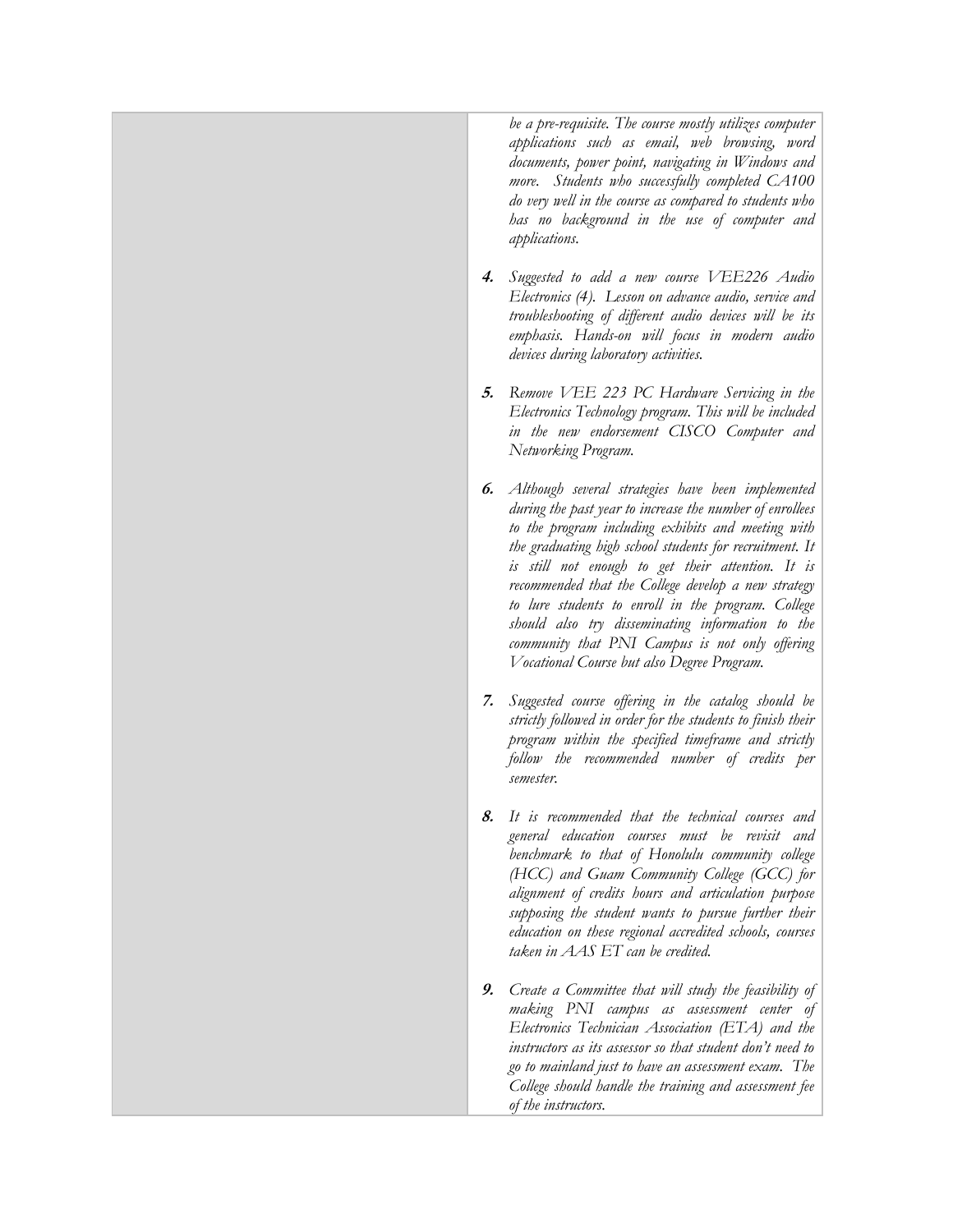| | |
|---|---|
| | *be a pre-requisite. The course mostly utilizes computer applications such as email, web browsing, word documents, power point, navigating in Windows and more. Students who successfully completed CA100 do very well in the course as compared to students who has no background in the use of computer and applications.*<br><br>**4.** *Suggested to add a new course VEE226 Audio Electronics (4). Lesson on advance audio, service and troubleshooting of different audio devices will be its emphasis. Hands-on will focus in modern audio devices during laboratory activities.*<br><br>**5.** *Remove VEE 223 PC Hardware Servicing in the Electronics Technology program. This will be included in the new endorsement CISCO Computer and Networking Program.*<br><br>**6.** *Although several strategies have been implemented during the past year to increase the number of enrollees to the program including exhibits and meeting with the graduating high school students for recruitment. It is still not enough to get their attention. It is recommended that the College develop a new strategy to lure students to enroll in the program. College should also try disseminating information to the community that PNI Campus is not only offering Vocational Course but also Degree Program.*<br><br>**7.** *Suggested course offering in the catalog should be strictly followed in order for the students to finish their program within the specified timeframe and strictly follow the recommended number of credits per semester.*<br><br>**8.** *It is recommended that the technical courses and general education courses must be revisit and benchmark to that of Honolulu community college (HCC) and Guam Community College (GCC) for alignment of credits hours and articulation purpose supposing the student wants to pursue further their education on these regional accredited schools, courses taken in AAS ET can be credited.*<br><br>**9.** *Create a Committee that will study the feasibility of making PNI campus as assessment center of Electronics Technician Association (ETA) and the instructors as its assessor so that student don't need to go to mainland just to have an assessment exam. The College should handle the training and assessment fee of the instructors.* |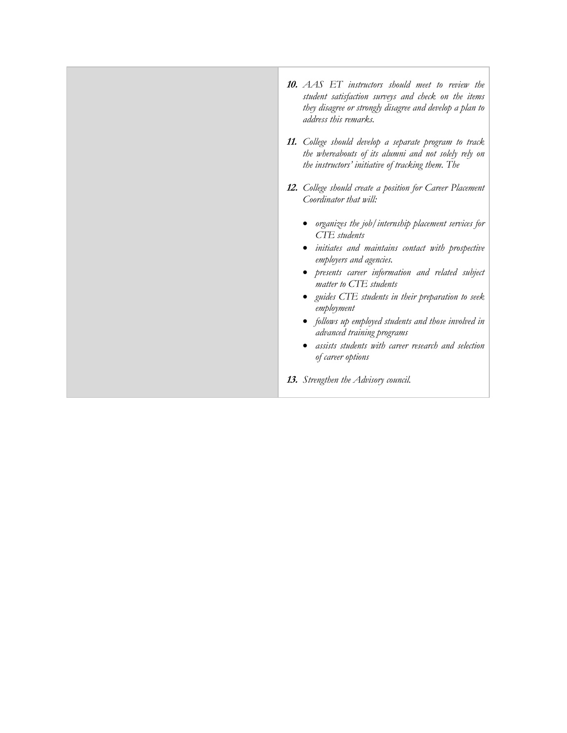10. *AAS ET instructors should meet to review the student satisfaction surveys and check on the items they disagree or strongly disagree and develop a plan to address this remarks.*

11. *College should develop a separate program to track the whereabouts of its alumni and not solely rely on the instructors' initiative of tracking them. The*

12. *College should create a position for Career Placement Coordinator that will:*

    - *organizes the job/internship placement services for CTE students*
    - *initiates and maintains contact with prospective employers and agencies.*
    - *presents career information and related subject matter to CTE students*
    - *guides CTE students in their preparation to seek employment*
    - *follows up employed students and those involved in advanced training programs*
    - *assists students with career research and selection of career options*

13. *Strengthen the Advisory council.*